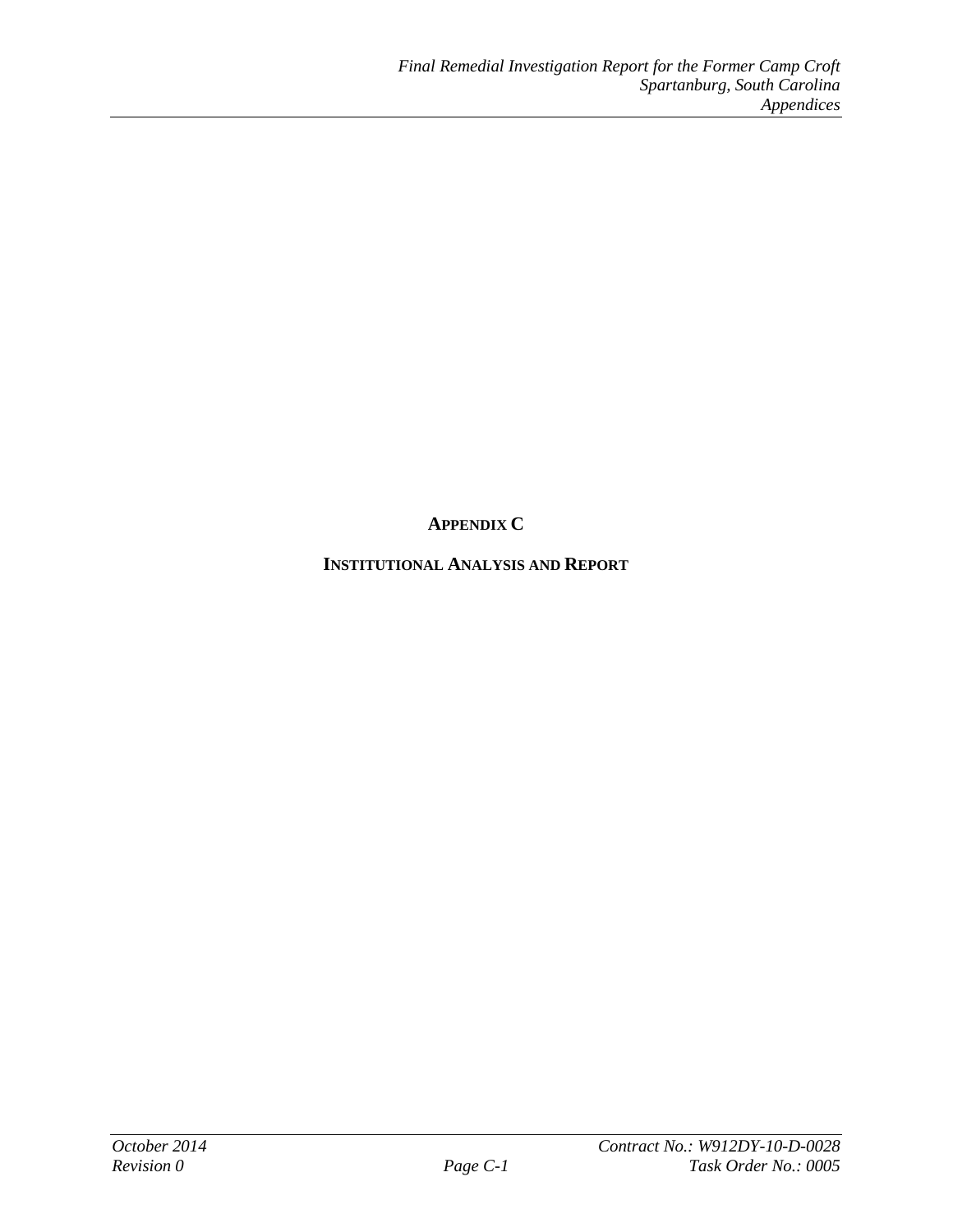# APPENDIX C

## INSTITUTIONAL ANALYSIS AND REPORT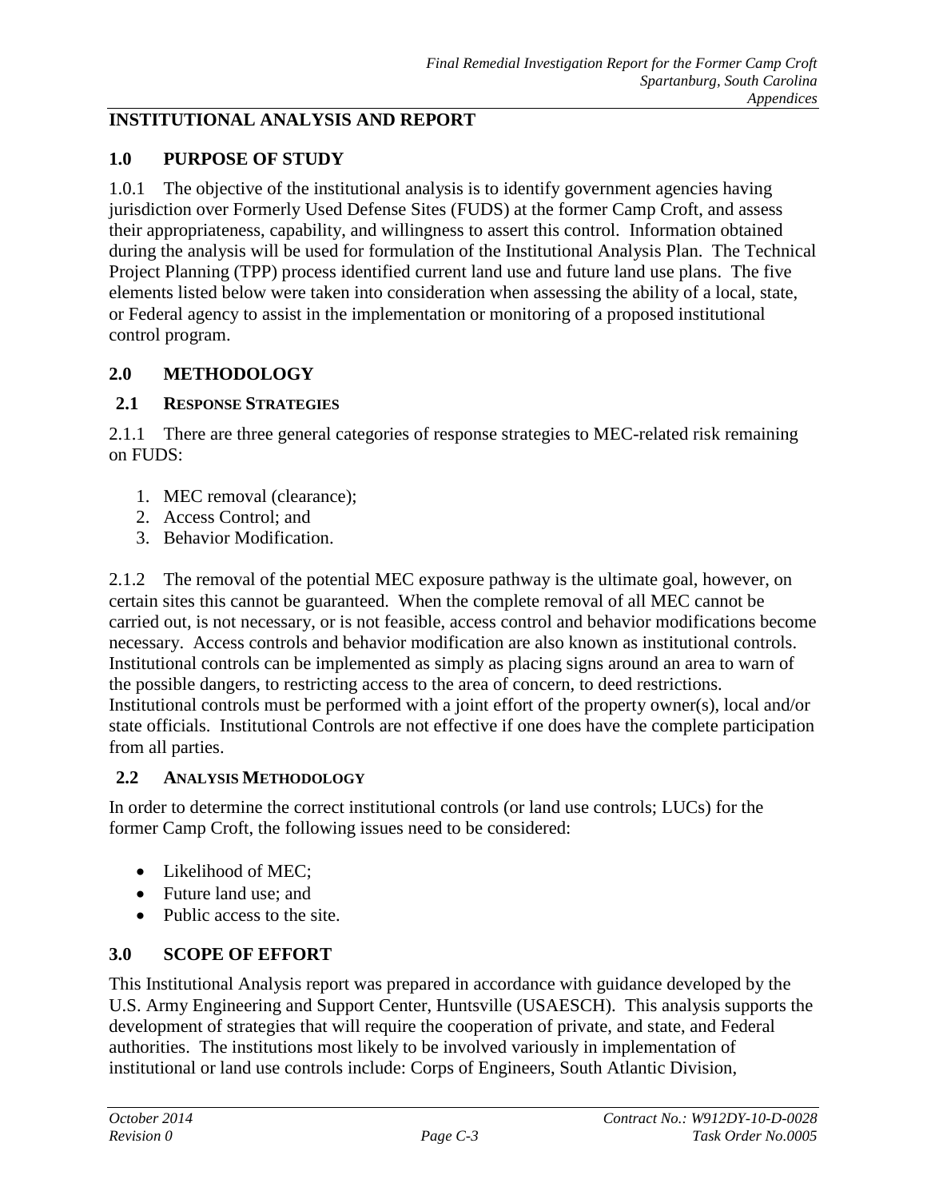## INSTITUTIONAL ANALYSIS AND REPORT

## 1.0 PURPOSE OF STUDY

1.0.1 The objective of the institutional analysis is to identify government agencies having jurisdiction over Formerly Used Defense Sites (FUDS) at the former Camp Croft, and assess their appropriateness, capability, and willingness to assert this control. Information obtained during the analysis will be used for formulation of the Institutional Analysis Plan. The Technical Project Planning (TPP) process identified current land use and future land use plans. The five elements listed below were taken into consideration when assessing the ability of a local, state, or Federal agency to assist in the implementation or monitoring of a proposed institutional control program.

## 2.0 METHODOLOGY

### 2.1 RESPONSE STRATEGIES

2.1.1 There are three general categories of response strategies to MEC-related risk remaining on FUDS:

1. MEC removal (clearance);
2. Access Control; and
3. Behavior Modification.

2.1.2 The removal of the potential MEC exposure pathway is the ultimate goal, however, on certain sites this cannot be guaranteed. When the complete removal of all MEC cannot be carried out, is not necessary, or is not feasible, access control and behavior modifications become necessary. Access controls and behavior modification are also known as institutional controls. Institutional controls can be implemented as simply as placing signs around an area to warn of the possible dangers, to restricting access to the area of concern, to deed restrictions. Institutional controls must be performed with a joint effort of the property owner(s), local and/or state officials. Institutional Controls are not effective if one does have the complete participation from all parties.

### 2.2 ANALYSIS METHODOLOGY

In order to determine the correct institutional controls (or land use controls; LUCs) for the former Camp Croft, the following issues need to be considered:

- Likelihood of MEC;
- Future land use; and
- Public access to the site.

## 3.0 SCOPE OF EFFORT

This Institutional Analysis report was prepared in accordance with guidance developed by the U.S. Army Engineering and Support Center, Huntsville (USAESCH). This analysis supports the development of strategies that will require the cooperation of private, and state, and Federal authorities. The institutions most likely to be involved variously in implementation of institutional or land use controls include: Corps of Engineers, South Atlantic Division,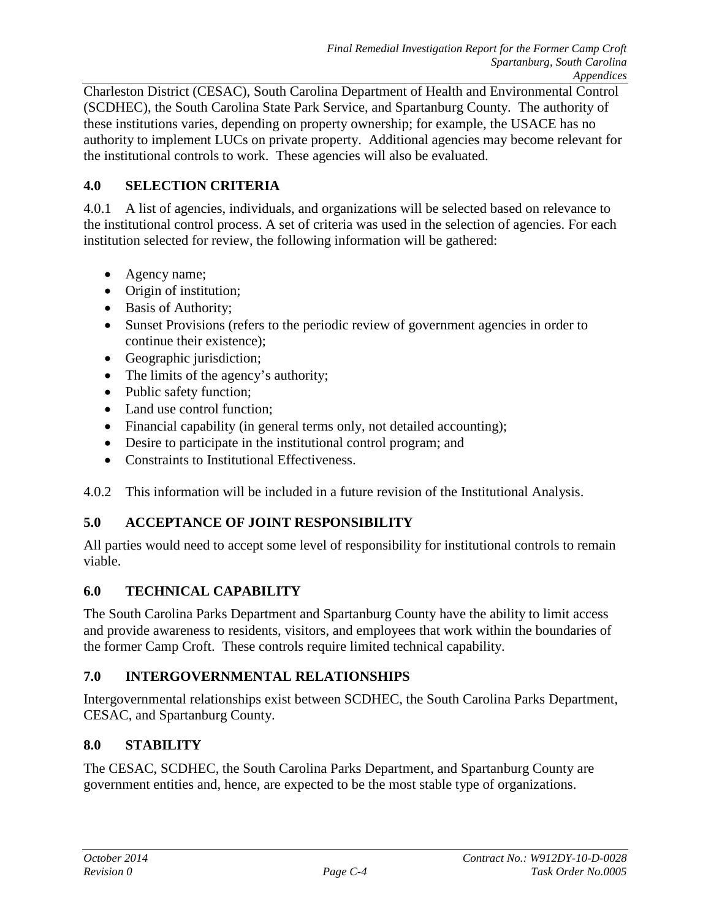Charleston District (CESAC), South Carolina Department of Health and Environmental Control (SCDHEC), the South Carolina State Park Service, and Spartanburg County. The authority of these institutions varies, depending on property ownership; for example, the USACE has no authority to implement LUCs on private property. Additional agencies may become relevant for the institutional controls to work. These agencies will also be evaluated.

## 4.0 SELECTION CRITERIA

4.0.1 A list of agencies, individuals, and organizations will be selected based on relevance to the institutional control process. A set of criteria was used in the selection of agencies. For each institution selected for review, the following information will be gathered:

- Agency name;
- Origin of institution;
- Basis of Authority;
- Sunset Provisions (refers to the periodic review of government agencies in order to continue their existence);
- Geographic jurisdiction;
- The limits of the agency's authority;
- Public safety function;
- Land use control function;
- Financial capability (in general terms only, not detailed accounting);
- Desire to participate in the institutional control program; and
- Constraints to Institutional Effectiveness.

4.0.2 This information will be included in a future revision of the Institutional Analysis.

## 5.0 ACCEPTANCE OF JOINT RESPONSIBILITY

All parties would need to accept some level of responsibility for institutional controls to remain viable.

## 6.0 TECHNICAL CAPABILITY

The South Carolina Parks Department and Spartanburg County have the ability to limit access and provide awareness to residents, visitors, and employees that work within the boundaries of the former Camp Croft. These controls require limited technical capability.

## 7.0 INTERGOVERNMENTAL RELATIONSHIPS

Intergovernmental relationships exist between SCDHEC, the South Carolina Parks Department, CESAC, and Spartanburg County.

## 8.0 STABILITY

The CESAC, SCDHEC, the South Carolina Parks Department, and Spartanburg County are government entities and, hence, are expected to be the most stable type of organizations.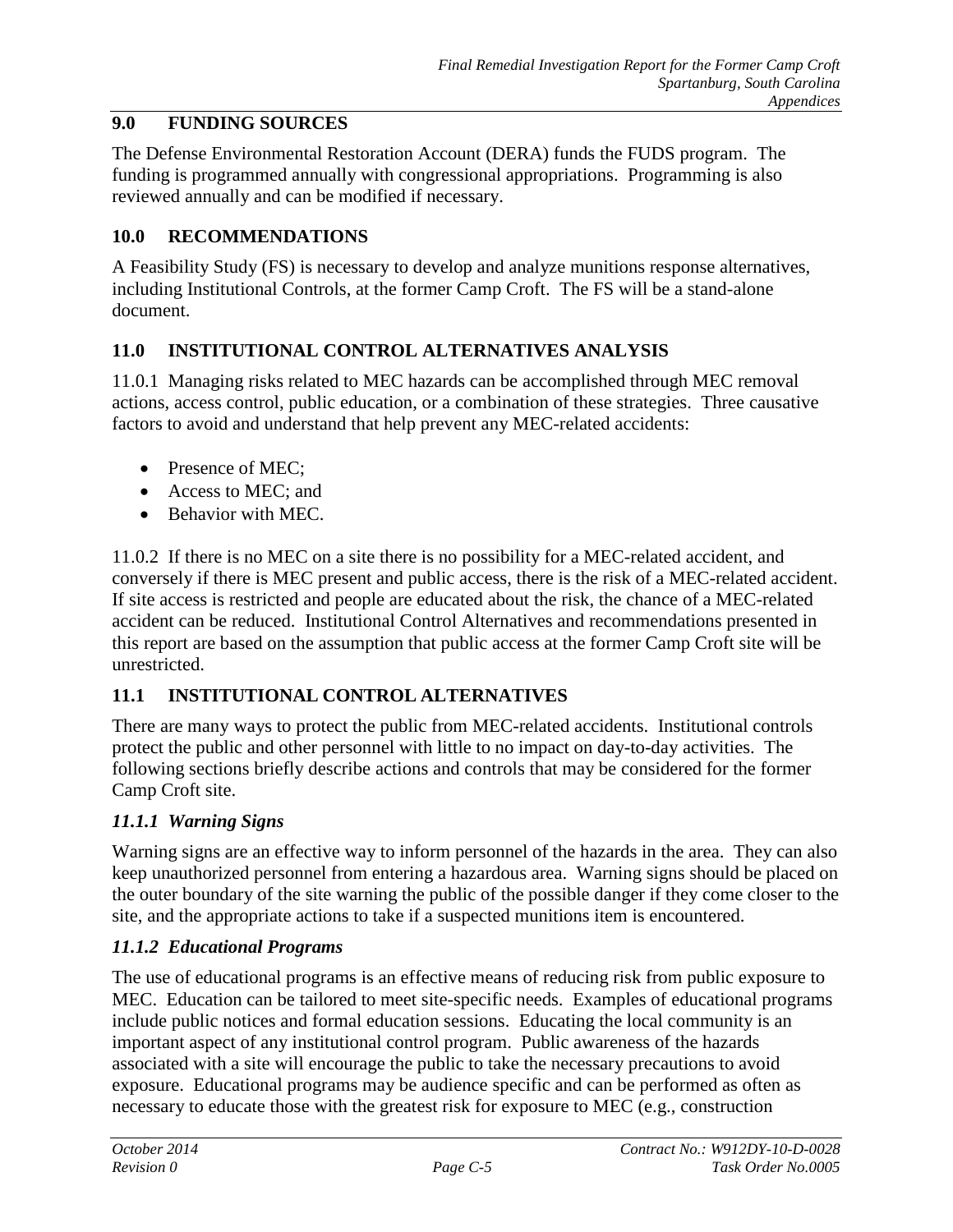## 9.0 FUNDING SOURCES

The Defense Environmental Restoration Account (DERA) funds the FUDS program. The funding is programmed annually with congressional appropriations. Programming is also reviewed annually and can be modified if necessary.

## 10.0 RECOMMENDATIONS

A Feasibility Study (FS) is necessary to develop and analyze munitions response alternatives, including Institutional Controls, at the former Camp Croft. The FS will be a stand-alone document.

## 11.0 INSTITUTIONAL CONTROL ALTERNATIVES ANALYSIS

11.0.1 Managing risks related to MEC hazards can be accomplished through MEC removal actions, access control, public education, or a combination of these strategies. Three causative factors to avoid and understand that help prevent any MEC-related accidents:

- Presence of MEC;
- Access to MEC; and
- Behavior with MEC.

11.0.2 If there is no MEC on a site there is no possibility for a MEC-related accident, and conversely if there is MEC present and public access, there is the risk of a MEC-related accident. If site access is restricted and people are educated about the risk, the chance of a MEC-related accident can be reduced. Institutional Control Alternatives and recommendations presented in this report are based on the assumption that public access at the former Camp Croft site will be unrestricted.

## 11.1 INSTITUTIONAL CONTROL ALTERNATIVES

There are many ways to protect the public from MEC-related accidents. Institutional controls protect the public and other personnel with little to no impact on day-to-day activities. The following sections briefly describe actions and controls that may be considered for the former Camp Croft site.

### *11.1.1 Warning Signs*

Warning signs are an effective way to inform personnel of the hazards in the area. They can also keep unauthorized personnel from entering a hazardous area. Warning signs should be placed on the outer boundary of the site warning the public of the possible danger if they come closer to the site, and the appropriate actions to take if a suspected munitions item is encountered.

### *11.1.2 Educational Programs*

The use of educational programs is an effective means of reducing risk from public exposure to MEC. Education can be tailored to meet site-specific needs. Examples of educational programs include public notices and formal education sessions. Educating the local community is an important aspect of any institutional control program. Public awareness of the hazards associated with a site will encourage the public to take the necessary precautions to avoid exposure. Educational programs may be audience specific and can be performed as often as necessary to educate those with the greatest risk for exposure to MEC (e.g., construction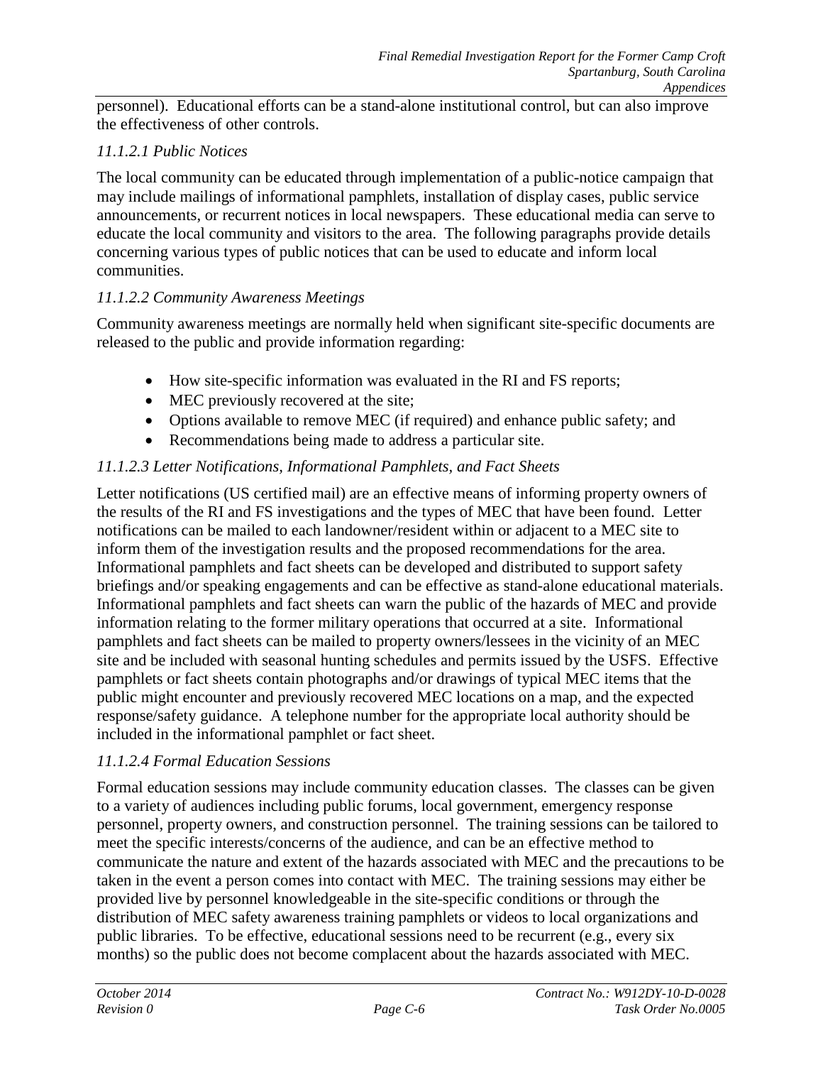personnel). Educational efforts can be a stand-alone institutional control, but can also improve the effectiveness of other controls.

*11.1.2.1 Public Notices*

The local community can be educated through implementation of a public-notice campaign that may include mailings of informational pamphlets, installation of display cases, public service announcements, or recurrent notices in local newspapers. These educational media can serve to educate the local community and visitors to the area. The following paragraphs provide details concerning various types of public notices that can be used to educate and inform local communities.

*11.1.2.2 Community Awareness Meetings*

Community awareness meetings are normally held when significant site-specific documents are released to the public and provide information regarding:

- How site-specific information was evaluated in the RI and FS reports;
- MEC previously recovered at the site;
- Options available to remove MEC (if required) and enhance public safety; and
- Recommendations being made to address a particular site.

*11.1.2.3 Letter Notifications, Informational Pamphlets, and Fact Sheets*

Letter notifications (US certified mail) are an effective means of informing property owners of the results of the RI and FS investigations and the types of MEC that have been found. Letter notifications can be mailed to each landowner/resident within or adjacent to a MEC site to inform them of the investigation results and the proposed recommendations for the area. Informational pamphlets and fact sheets can be developed and distributed to support safety briefings and/or speaking engagements and can be effective as stand-alone educational materials. Informational pamphlets and fact sheets can warn the public of the hazards of MEC and provide information relating to the former military operations that occurred at a site. Informational pamphlets and fact sheets can be mailed to property owners/lessees in the vicinity of an MEC site and be included with seasonal hunting schedules and permits issued by the USFS. Effective pamphlets or fact sheets contain photographs and/or drawings of typical MEC items that the public might encounter and previously recovered MEC locations on a map, and the expected response/safety guidance. A telephone number for the appropriate local authority should be included in the informational pamphlet or fact sheet.

*11.1.2.4 Formal Education Sessions*

Formal education sessions may include community education classes. The classes can be given to a variety of audiences including public forums, local government, emergency response personnel, property owners, and construction personnel. The training sessions can be tailored to meet the specific interests/concerns of the audience, and can be an effective method to communicate the nature and extent of the hazards associated with MEC and the precautions to be taken in the event a person comes into contact with MEC. The training sessions may either be provided live by personnel knowledgeable in the site-specific conditions or through the distribution of MEC safety awareness training pamphlets or videos to local organizations and public libraries. To be effective, educational sessions need to be recurrent (e.g., every six months) so the public does not become complacent about the hazards associated with MEC.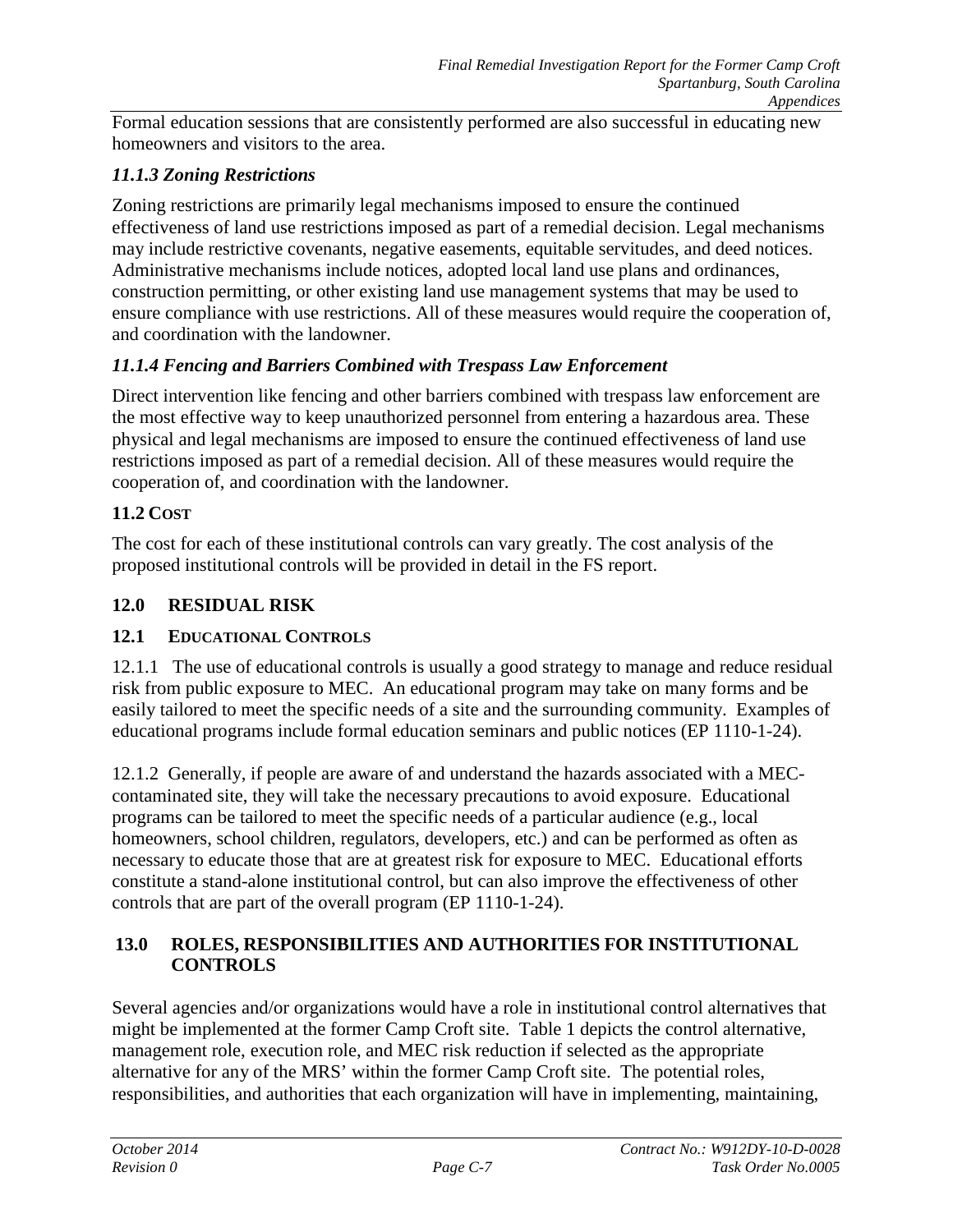Formal education sessions that are consistently performed are also successful in educating new homeowners and visitors to the area.

### *11.1.3 Zoning Restrictions*

Zoning restrictions are primarily legal mechanisms imposed to ensure the continued effectiveness of land use restrictions imposed as part of a remedial decision. Legal mechanisms may include restrictive covenants, negative easements, equitable servitudes, and deed notices. Administrative mechanisms include notices, adopted local land use plans and ordinances, construction permitting, or other existing land use management systems that may be used to ensure compliance with use restrictions. All of these measures would require the cooperation of, and coordination with the landowner.

### *11.1.4 Fencing and Barriers Combined with Trespass Law Enforcement*

Direct intervention like fencing and other barriers combined with trespass law enforcement are the most effective way to keep unauthorized personnel from entering a hazardous area. These physical and legal mechanisms are imposed to ensure the continued effectiveness of land use restrictions imposed as part of a remedial decision. All of these measures would require the cooperation of, and coordination with the landowner.

### 11.2 COST

The cost for each of these institutional controls can vary greatly. The cost analysis of the proposed institutional controls will be provided in detail in the FS report.

## 12.0 RESIDUAL RISK

### 12.1 EDUCATIONAL CONTROLS

12.1.1 The use of educational controls is usually a good strategy to manage and reduce residual risk from public exposure to MEC. An educational program may take on many forms and be easily tailored to meet the specific needs of a site and the surrounding community. Examples of educational programs include formal education seminars and public notices (EP 1110-1-24).

12.1.2 Generally, if people are aware of and understand the hazards associated with a MEC-contaminated site, they will take the necessary precautions to avoid exposure. Educational programs can be tailored to meet the specific needs of a particular audience (e.g., local homeowners, school children, regulators, developers, etc.) and can be performed as often as necessary to educate those that are at greatest risk for exposure to MEC. Educational efforts constitute a stand-alone institutional control, but can also improve the effectiveness of other controls that are part of the overall program (EP 1110-1-24).

## 13.0 ROLES, RESPONSIBILITIES AND AUTHORITIES FOR INSTITUTIONAL CONTROLS

Several agencies and/or organizations would have a role in institutional control alternatives that might be implemented at the former Camp Croft site. Table 1 depicts the control alternative, management role, execution role, and MEC risk reduction if selected as the appropriate alternative for any of the MRS' within the former Camp Croft site. The potential roles, responsibilities, and authorities that each organization will have in implementing, maintaining,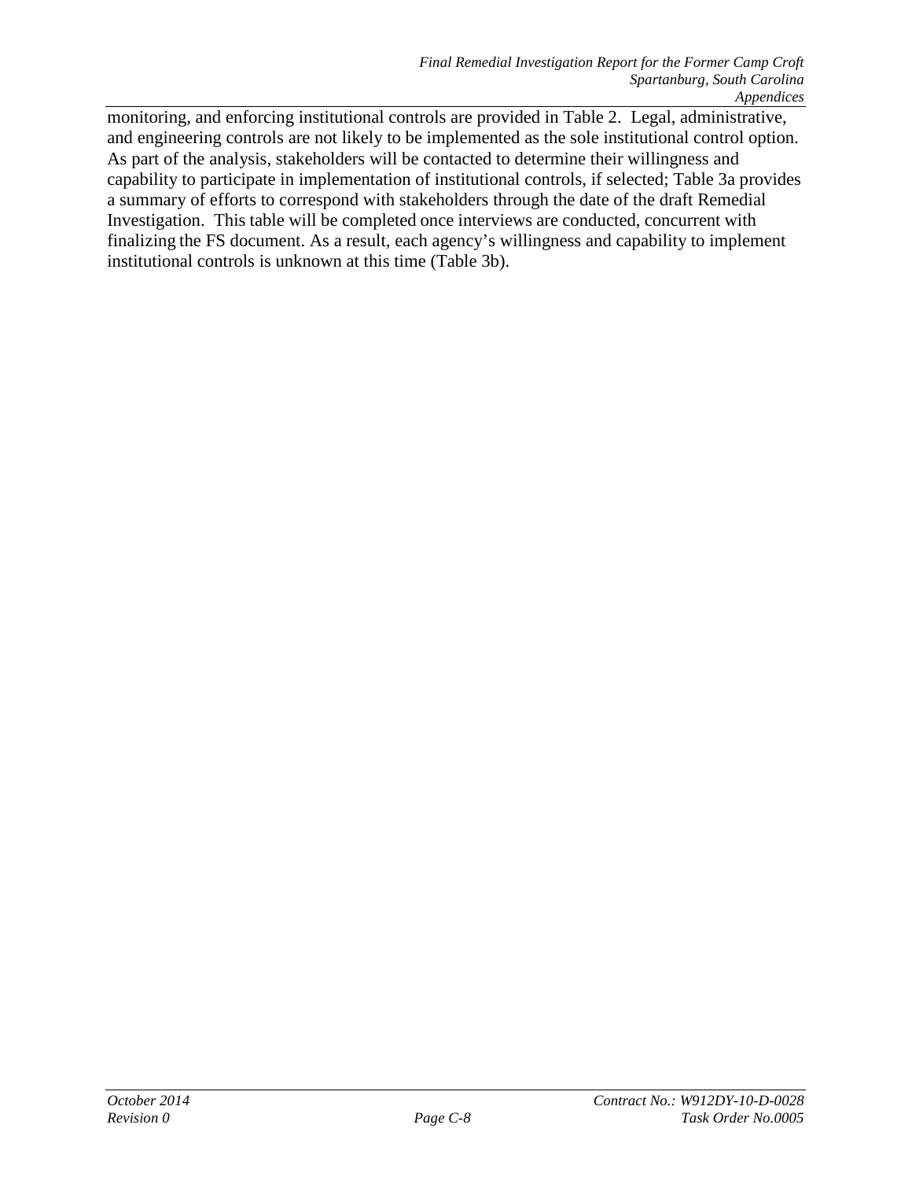monitoring, and enforcing institutional controls are provided in Table 2. Legal, administrative, and engineering controls are not likely to be implemented as the sole institutional control option. As part of the analysis, stakeholders will be contacted to determine their willingness and capability to participate in implementation of institutional controls, if selected; Table 3a provides a summary of efforts to correspond with stakeholders through the date of the draft Remedial Investigation. This table will be completed once interviews are conducted, concurrent with finalizing the FS document. As a result, each agency's willingness and capability to implement institutional controls is unknown at this time (Table 3b).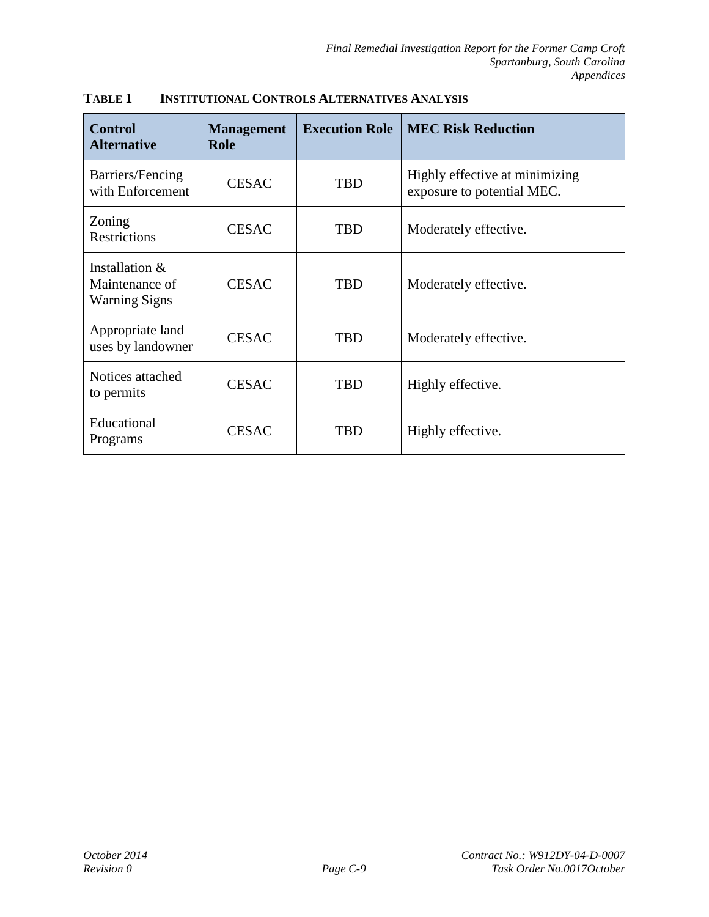**TABLE 1 INSTITUTIONAL CONTROLS ALTERNATIVES ANALYSIS**

| Control Alternative | Management Role | Execution Role | MEC Risk Reduction |
| --- | --- | --- | --- |
| Barriers/Fencing with Enforcement | CESAC | TBD | Highly effective at minimizing exposure to potential MEC. |
| Zoning Restrictions | CESAC | TBD | Moderately effective. |
| Installation & Maintenance of Warning Signs | CESAC | TBD | Moderately effective. |
| Appropriate land uses by landowner | CESAC | TBD | Moderately effective. |
| Notices attached to permits | CESAC | TBD | Highly effective. |
| Educational Programs | CESAC | TBD | Highly effective. |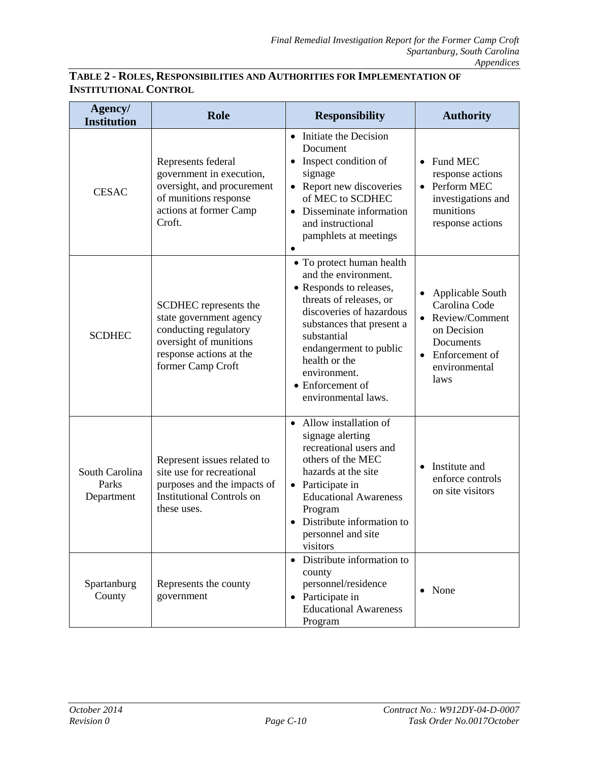**TABLE 2 - ROLES, RESPONSIBILITIES AND AUTHORITIES FOR IMPLEMENTATION OF INSTITUTIONAL CONTROL**

| Agency/ Institution | Role | Responsibility | Authority |
|---|---|---|---|
| CESAC | Represents federal government in execution, oversight, and procurement of munitions response actions at former Camp Croft. | • Initiate the Decision Document<br>• Inspect condition of signage<br>• Report new discoveries of MEC to SCDHEC<br>• Disseminate information and instructional pamphlets at meetings<br>• | • Fund MEC response actions<br>• Perform MEC investigations and munitions response actions |
| SCDHEC | SCDHEC represents the state government agency conducting regulatory oversight of munitions response actions at the former Camp Croft | • To protect human health and the environment.<br>• Responds to releases, threats of releases, or discoveries of hazardous substances that present a substantial endangerment to public health or the environment.<br>• Enforcement of environmental laws. | • Applicable South Carolina Code<br>• Review/Comment on Decision Documents<br>• Enforcement of environmental laws |
| South Carolina Parks Department | Represent issues related to site use for recreational purposes and the impacts of Institutional Controls on these uses. | • Allow installation of signage alerting recreational users and others of the MEC hazards at the site<br>• Participate in Educational Awareness Program<br>• Distribute information to personnel and site visitors | • Institute and enforce controls on site visitors |
| Spartanburg County | Represents the county government | • Distribute information to county personnel/residence<br>• Participate in Educational Awareness Program | • None |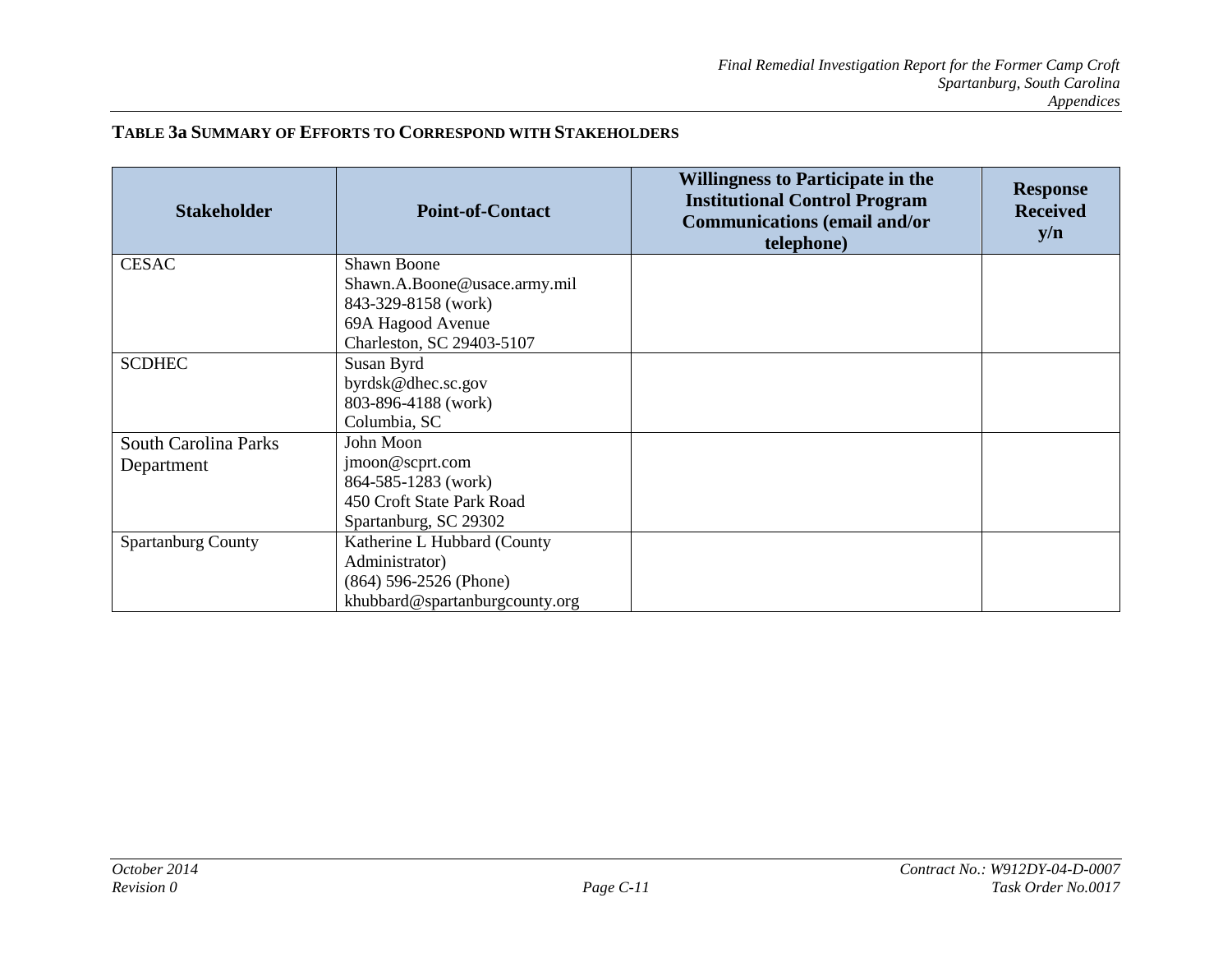**TABLE 3a SUMMARY OF EFFORTS TO CORRESPOND WITH STAKEHOLDERS**

| Stakeholder | Point-of-Contact | Willingness to Participate in the Institutional Control Program Communications (email and/or telephone) | Response Received y/n |
|---|---|---|---|
| CESAC | Shawn Boone<br>Shawn.A.Boone@usace.army.mil<br>843-329-8158 (work)<br>69A Hagood Avenue<br>Charleston, SC 29403-5107 | | |
| SCDHEC | Susan Byrd<br>byrdsk@dhec.sc.gov<br>803-896-4188 (work)<br>Columbia, SC | | |
| South Carolina Parks Department | John Moon<br>jmoon@scprt.com<br>864-585-1283 (work)<br>450 Croft State Park Road<br>Spartanburg, SC 29302 | | |
| Spartanburg County | Katherine L Hubbard (County Administrator)<br>(864) 596-2526 (Phone)<br>khubbard@spartanburgcounty.org | | |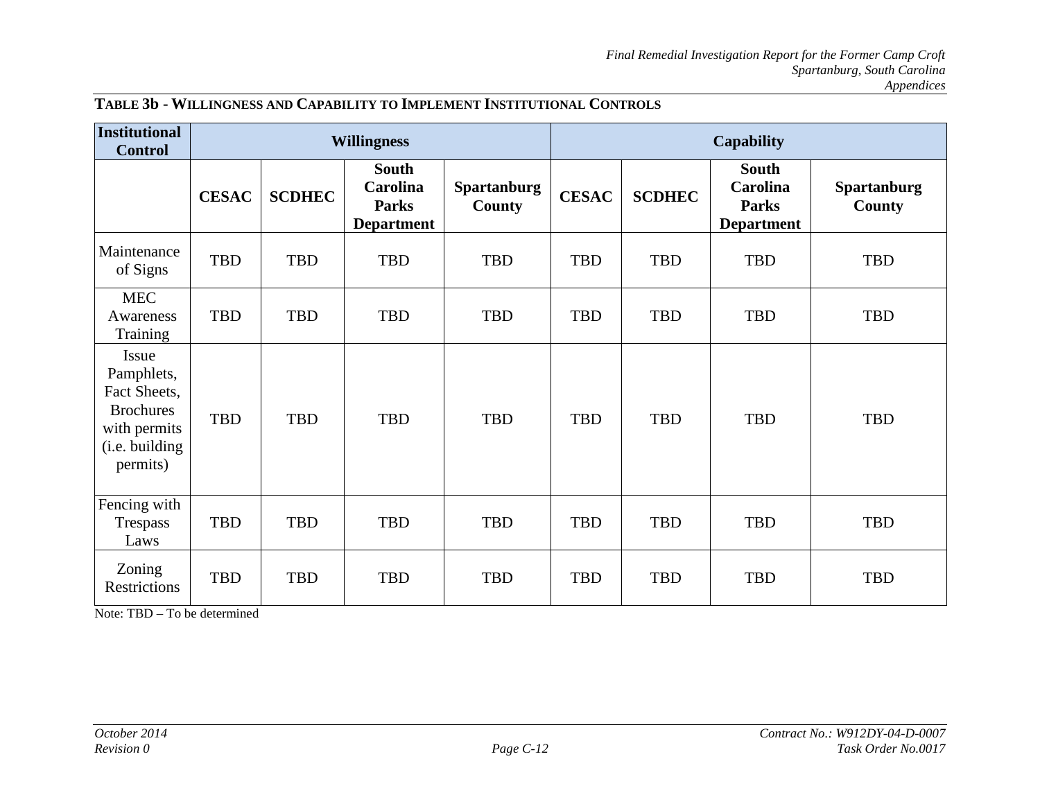**TABLE 3b - WILLINGNESS AND CAPABILITY TO IMPLEMENT INSTITUTIONAL CONTROLS**

| Institutional Control | Willingness | | | | Capability | | | |
|---|---|---|---|---|---|---|---|---|
| | CESAC | SCDHEC | South Carolina Parks Department | Spartanburg County | CESAC | SCDHEC | South Carolina Parks Department | Spartanburg County |
| Maintenance of Signs | TBD | TBD | TBD | TBD | TBD | TBD | TBD | TBD |
| MEC Awareness Training | TBD | TBD | TBD | TBD | TBD | TBD | TBD | TBD |
| Issue Pamphlets, Fact Sheets, Brochures with permits (i.e. building permits) | TBD | TBD | TBD | TBD | TBD | TBD | TBD | TBD |
| Fencing with Trespass Laws | TBD | TBD | TBD | TBD | TBD | TBD | TBD | TBD |
| Zoning Restrictions | TBD | TBD | TBD | TBD | TBD | TBD | TBD | TBD |

Note: TBD – To be determined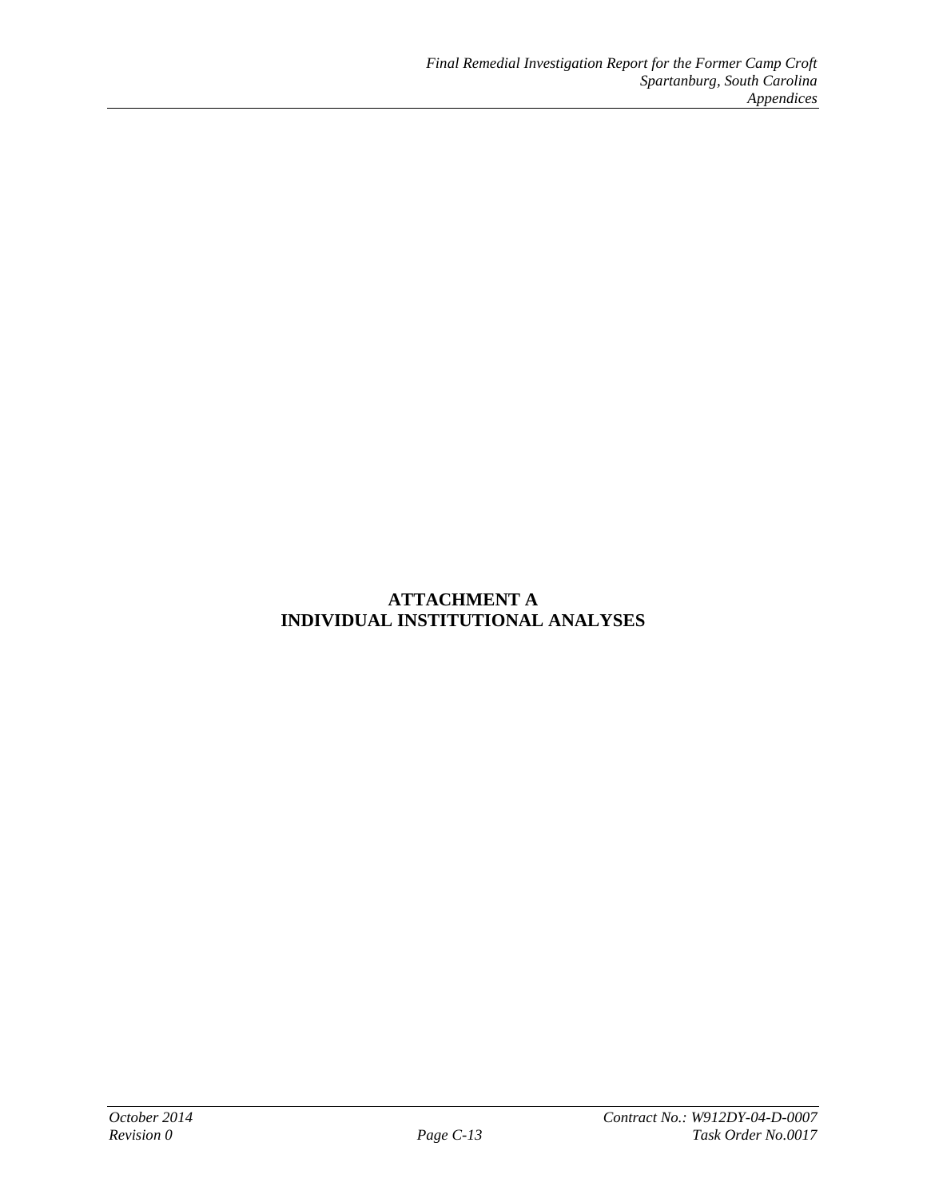# ATTACHMENT A
# INDIVIDUAL INSTITUTIONAL ANALYSES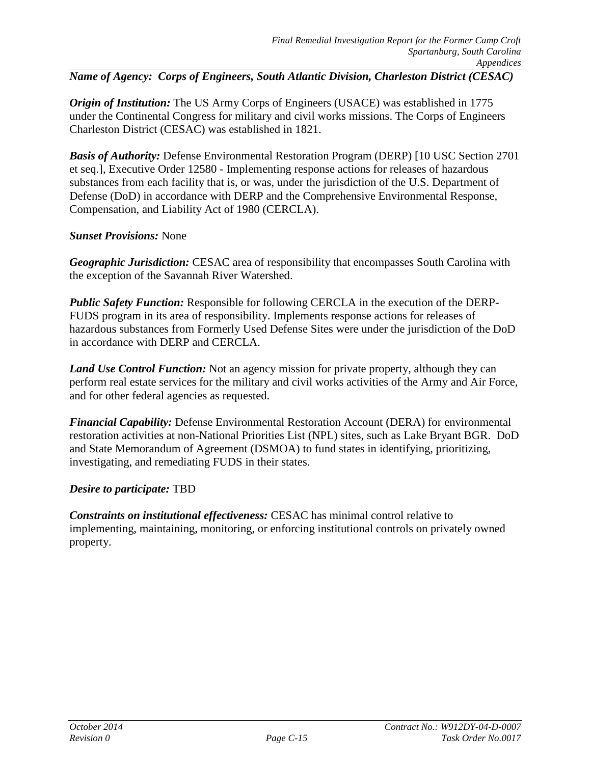***Name of Agency: Corps of Engineers, South Atlantic Division, Charleston District (CESAC)***

***Origin of Institution:*** The US Army Corps of Engineers (USACE) was established in 1775 under the Continental Congress for military and civil works missions. The Corps of Engineers Charleston District (CESAC) was established in 1821.

***Basis of Authority:*** Defense Environmental Restoration Program (DERP) [10 USC Section 2701 et seq.], Executive Order 12580 - Implementing response actions for releases of hazardous substances from each facility that is, or was, under the jurisdiction of the U.S. Department of Defense (DoD) in accordance with DERP and the Comprehensive Environmental Response, Compensation, and Liability Act of 1980 (CERCLA).

***Sunset Provisions:*** None

***Geographic Jurisdiction:*** CESAC area of responsibility that encompasses South Carolina with the exception of the Savannah River Watershed.

***Public Safety Function:*** Responsible for following CERCLA in the execution of the DERP-FUDS program in its area of responsibility. Implements response actions for releases of hazardous substances from Formerly Used Defense Sites were under the jurisdiction of the DoD in accordance with DERP and CERCLA.

***Land Use Control Function:*** Not an agency mission for private property, although they can perform real estate services for the military and civil works activities of the Army and Air Force, and for other federal agencies as requested.

***Financial Capability:*** Defense Environmental Restoration Account (DERA) for environmental restoration activities at non-National Priorities List (NPL) sites, such as Lake Bryant BGR. DoD and State Memorandum of Agreement (DSMOA) to fund states in identifying, prioritizing, investigating, and remediating FUDS in their states.

***Desire to participate:*** TBD

***Constraints on institutional effectiveness:*** CESAC has minimal control relative to implementing, maintaining, monitoring, or enforcing institutional controls on privately owned property.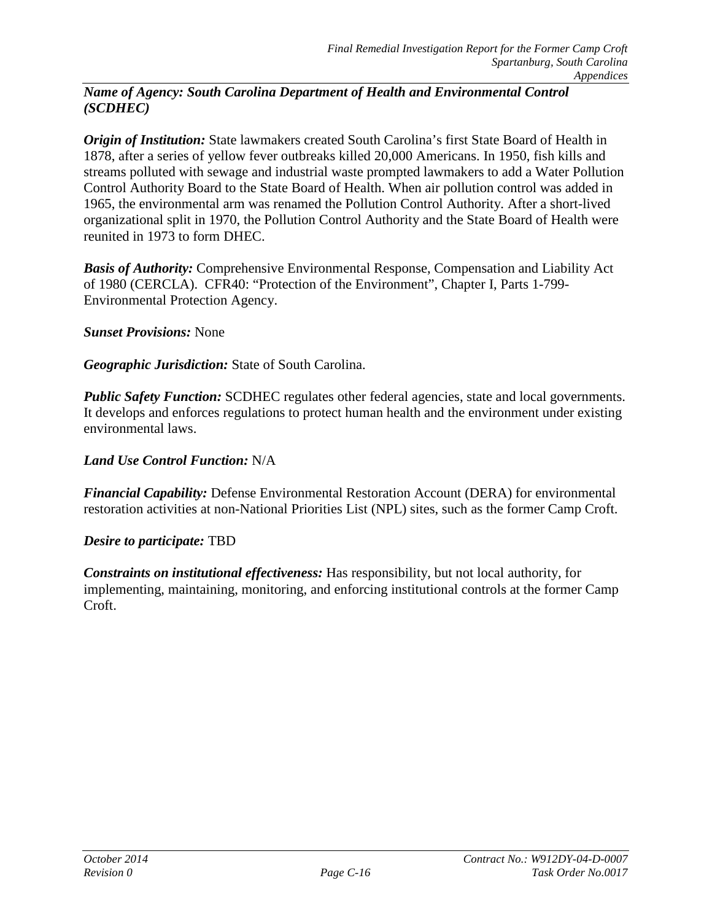***Name of Agency: South Carolina Department of Health and Environmental Control (SCDHEC)***

***Origin of Institution:*** State lawmakers created South Carolina's first State Board of Health in 1878, after a series of yellow fever outbreaks killed 20,000 Americans. In 1950, fish kills and streams polluted with sewage and industrial waste prompted lawmakers to add a Water Pollution Control Authority Board to the State Board of Health. When air pollution control was added in 1965, the environmental arm was renamed the Pollution Control Authority. After a short-lived organizational split in 1970, the Pollution Control Authority and the State Board of Health were reunited in 1973 to form DHEC.

***Basis of Authority:*** Comprehensive Environmental Response, Compensation and Liability Act of 1980 (CERCLA). CFR40: "Protection of the Environment", Chapter I, Parts 1-799- Environmental Protection Agency.

***Sunset Provisions:*** None

***Geographic Jurisdiction:*** State of South Carolina.

***Public Safety Function:*** SCDHEC regulates other federal agencies, state and local governments. It develops and enforces regulations to protect human health and the environment under existing environmental laws.

***Land Use Control Function:*** N/A

***Financial Capability:*** Defense Environmental Restoration Account (DERA) for environmental restoration activities at non-National Priorities List (NPL) sites, such as the former Camp Croft.

***Desire to participate:*** TBD

***Constraints on institutional effectiveness:*** Has responsibility, but not local authority, for implementing, maintaining, monitoring, and enforcing institutional controls at the former Camp Croft.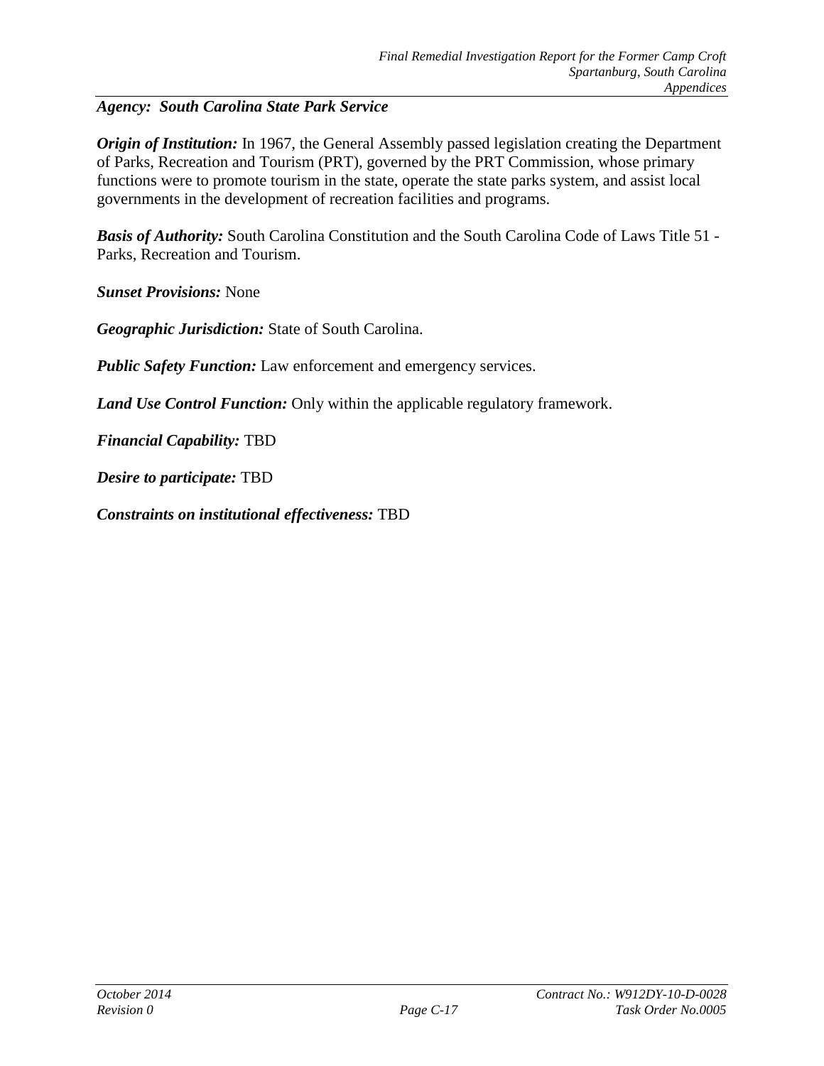***Agency: South Carolina State Park Service***

***Origin of Institution:*** In 1967, the General Assembly passed legislation creating the Department of Parks, Recreation and Tourism (PRT), governed by the PRT Commission, whose primary functions were to promote tourism in the state, operate the state parks system, and assist local governments in the development of recreation facilities and programs.

***Basis of Authority:*** South Carolina Constitution and the South Carolina Code of Laws Title 51 - Parks, Recreation and Tourism.

***Sunset Provisions:*** None

***Geographic Jurisdiction:*** State of South Carolina.

***Public Safety Function:*** Law enforcement and emergency services.

***Land Use Control Function:*** Only within the applicable regulatory framework.

***Financial Capability:*** TBD

***Desire to participate:*** TBD

***Constraints on institutional effectiveness:*** TBD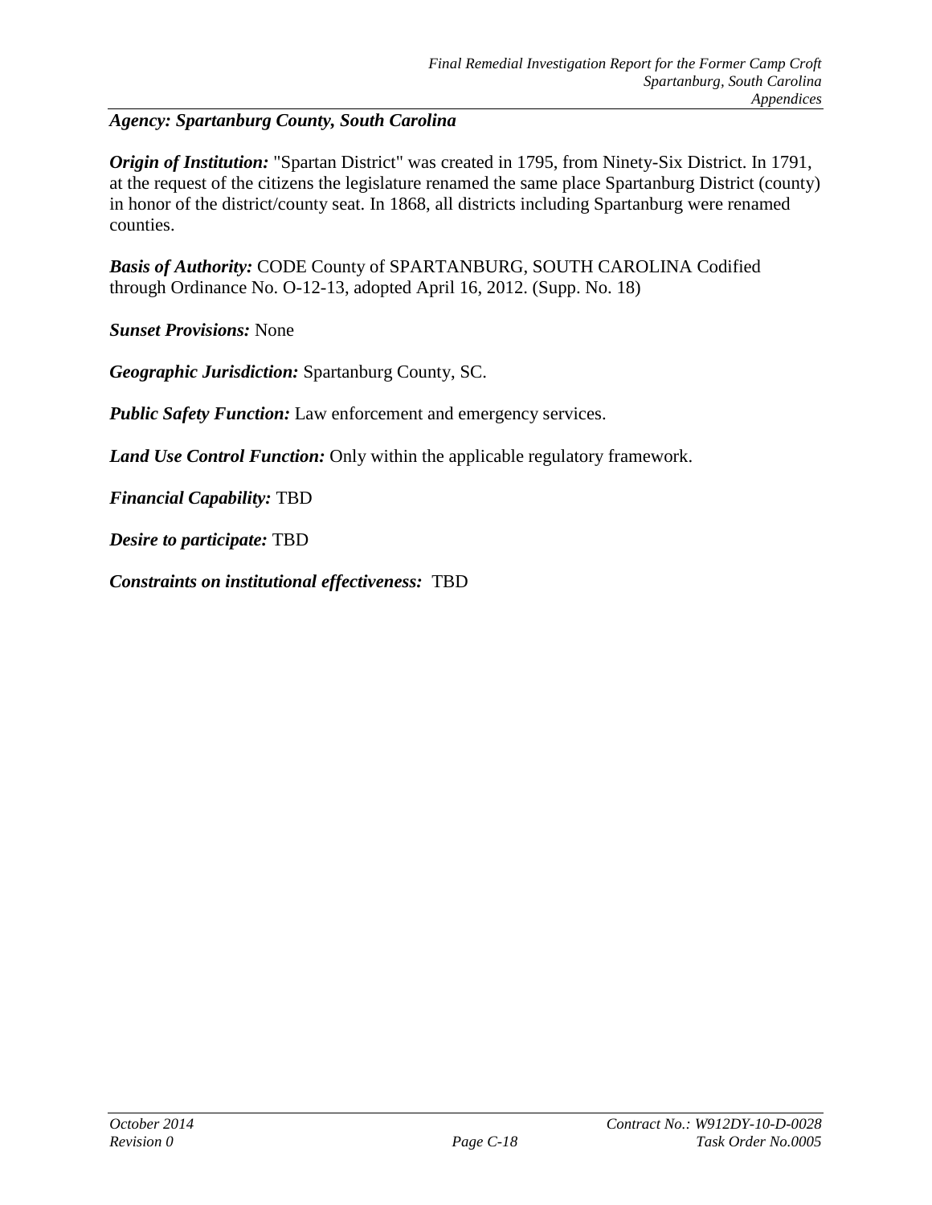***Agency: Spartanburg County, South Carolina***

***Origin of Institution:*** "Spartan District" was created in 1795, from Ninety-Six District. In 1791, at the request of the citizens the legislature renamed the same place Spartanburg District (county) in honor of the district/county seat. In 1868, all districts including Spartanburg were renamed counties.

***Basis of Authority:*** CODE County of SPARTANBURG, SOUTH CAROLINA Codified through Ordinance No. O-12-13, adopted April 16, 2012. (Supp. No. 18)

***Sunset Provisions:*** None

***Geographic Jurisdiction:*** Spartanburg County, SC.

***Public Safety Function:*** Law enforcement and emergency services.

***Land Use Control Function:*** Only within the applicable regulatory framework.

***Financial Capability:*** TBD

***Desire to participate:*** TBD

***Constraints on institutional effectiveness:*** TBD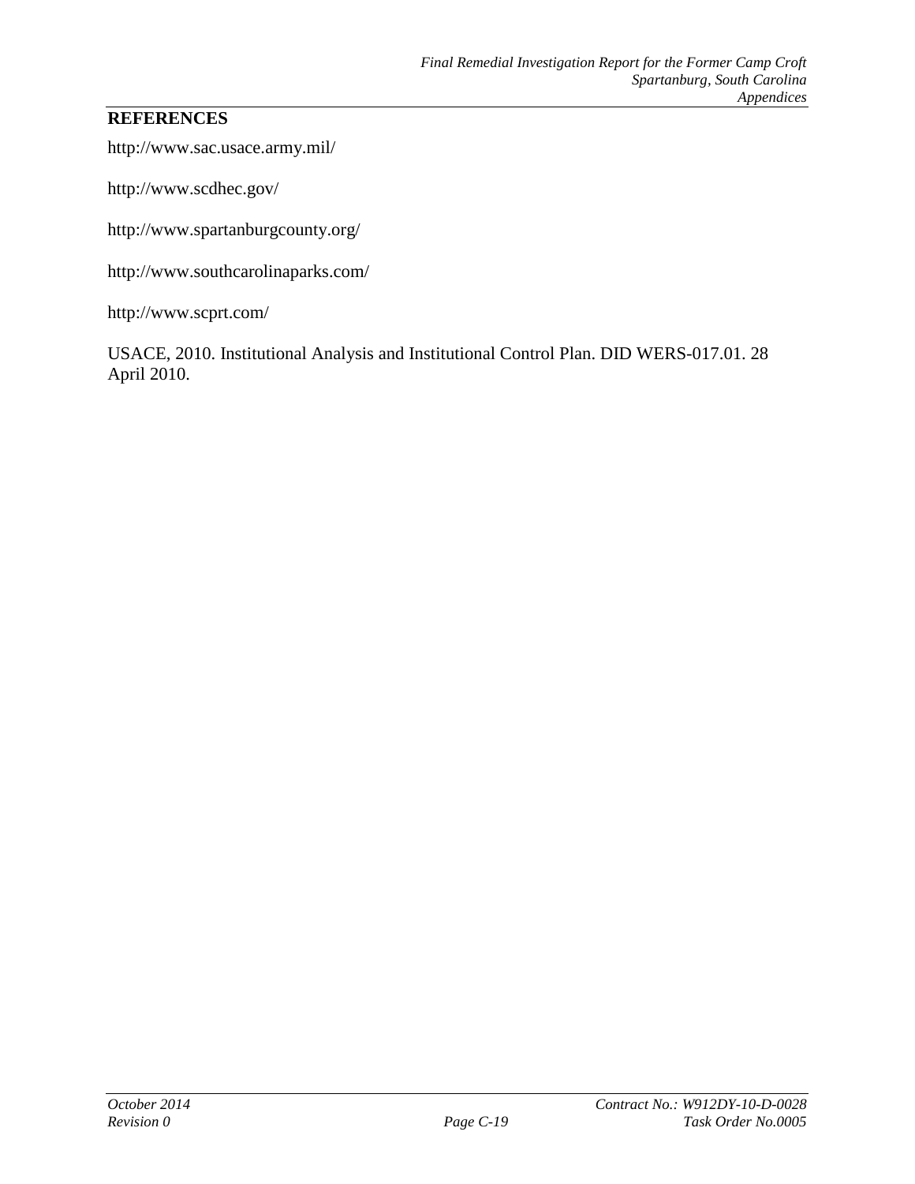## REFERENCES

http://www.sac.usace.army.mil/

http://www.scdhec.gov/

http://www.spartanburgcounty.org/

http://www.southcarolinaparks.com/

http://www.scprt.com/

USACE, 2010. Institutional Analysis and Institutional Control Plan. DID WERS-017.01. 28 April 2010.